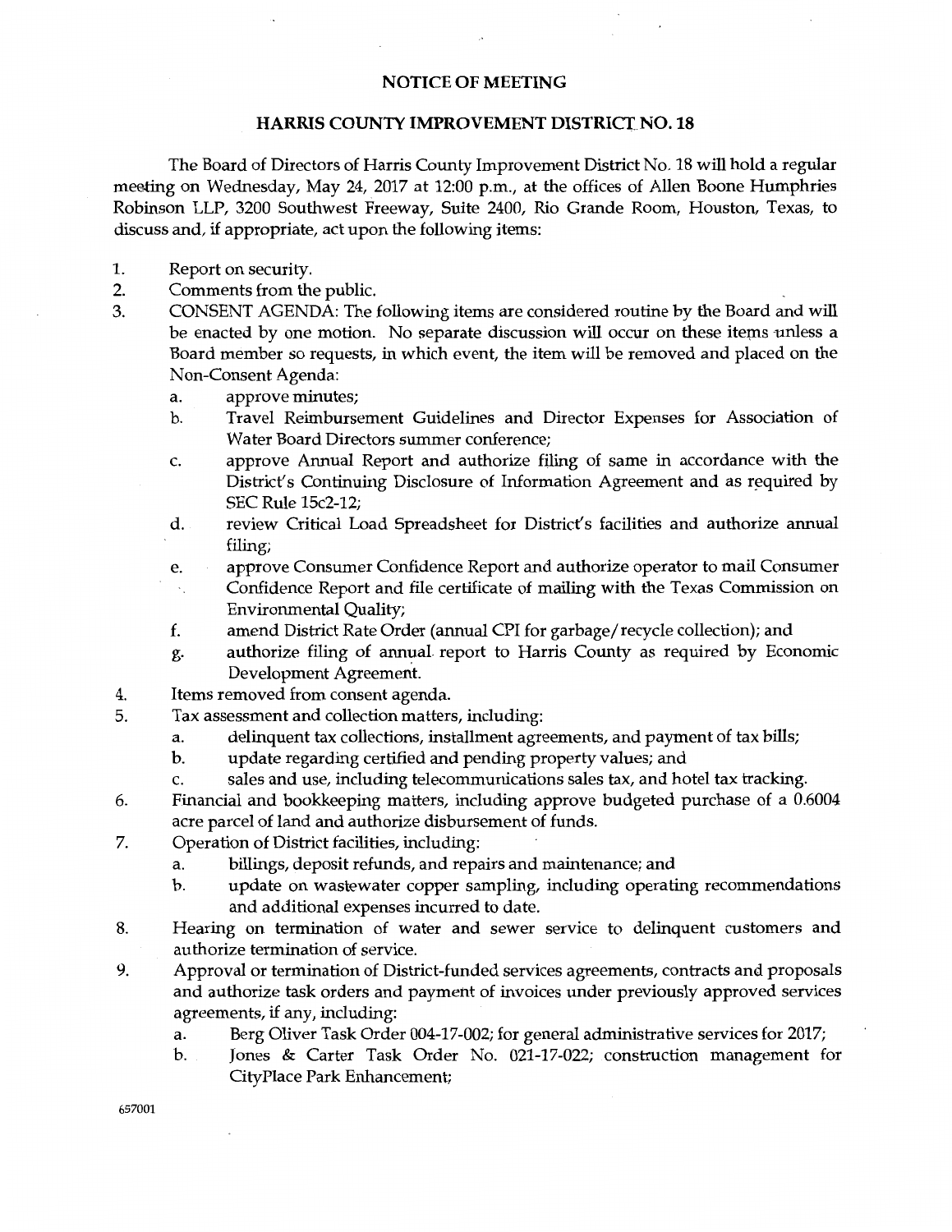# NOTICE OF MEETING

## HARRIS COUNTY IMPROVEMENT DISTRICT NO. 18

The Board of Directors of Harris County Improvement District No. 18 will hold a regular meeting on Wednesday, May 24, 2017 at 12:00 p.m., at the offices of Allen Boone Humphries Robinson LLP, 3200 Southwest Freeway, Suite 2400, Rio Grande Room, Houston, Texas, to discuss and, if appropriate, act upon the following items:

1. Report on security.
2. Comments from the public.
3. CONSENT AGENDA: The following items are considered routine by the Board and will be enacted by one motion. No separate discussion will occur on these items unless a Board member so requests, in which event, the item will be removed and placed on the Non-Consent Agenda:
   a. approve minutes;
   b. Travel Reimbursement Guidelines and Director Expenses for Association of Water Board Directors summer conference;
   c. approve Annual Report and authorize filing of same in accordance with the District's Continuing Disclosure of Information Agreement and as required by SEC Rule 15c2-12;
   d. review Critical Load Spreadsheet for District's facilities and authorize annual filing;
   e. approve Consumer Confidence Report and authorize operator to mail Consumer Confidence Report and file certificate of mailing with the Texas Commission on Environmental Quality;
   f. amend District Rate Order (annual CPI for garbage/recycle collection); and
   g. authorize filing of annual report to Harris County as required by Economic Development Agreement.
4. Items removed from consent agenda.
5. Tax assessment and collection matters, including:
   a. delinquent tax collections, installment agreements, and payment of tax bills;
   b. update regarding certified and pending property values; and
   c. sales and use, including telecommunications sales tax, and hotel tax tracking.
6. Financial and bookkeeping matters, including approve budgeted purchase of a 0.6004 acre parcel of land and authorize disbursement of funds.
7. Operation of District facilities, including:
   a. billings, deposit refunds, and repairs and maintenance; and
   b. update on wastewater copper sampling, including operating recommendations and additional expenses incurred to date.
8. Hearing on termination of water and sewer service to delinquent customers and authorize termination of service.
9. Approval or termination of District-funded services agreements, contracts and proposals and authorize task orders and payment of invoices under previously approved services agreements, if any, including:
   a. Berg Oliver Task Order 004-17-002; for general administrative services for 2017;
   b. Jones & Carter Task Order No. 021-17-022; construction management for CityPlace Park Enhancement;

657001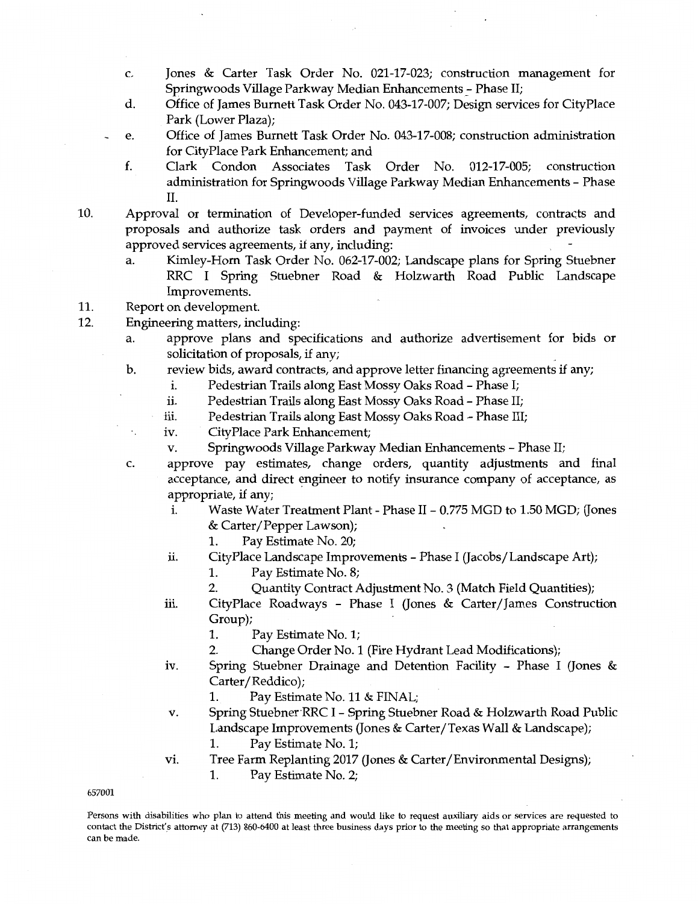c. Jones & Carter Task Order No. 021-17-023; construction management for Springwoods Village Parkway Median Enhancements - Phase II;

d. Office of James Burnett Task Order No. 043-17-007; Design services for CityPlace Park (Lower Plaza);

e. Office of James Burnett Task Order No. 043-17-008; construction administration for CityPlace Park Enhancement; and

f. Clark Condon Associates Task Order No. 012-17-005; construction administration for Springwoods Village Parkway Median Enhancements - Phase II.

10. Approval or termination of Developer-funded services agreements, contracts and proposals and authorize task orders and payment of invoices under previously approved services agreements, if any, including:

    a. Kimley-Horn Task Order No. 062-17-002; Landscape plans for Spring Stuebner RRC I Spring Stuebner Road & Holzwarth Road Public Landscape Improvements.

11. Report on development.

12. Engineering matters, including:

    a. approve plans and specifications and authorize advertisement for bids or solicitation of proposals, if any;

    b. review bids, award contracts, and approve letter financing agreements if any;

        i. Pedestrian Trails along East Mossy Oaks Road - Phase I;

        ii. Pedestrian Trails along East Mossy Oaks Road - Phase II;

        iii. Pedestrian Trails along East Mossy Oaks Road - Phase III;

        iv. CityPlace Park Enhancement;

        v. Springwoods Village Parkway Median Enhancements - Phase II;

    c. approve pay estimates, change orders, quantity adjustments and final acceptance, and direct engineer to notify insurance company of acceptance, as appropriate, if any;

        i. Waste Water Treatment Plant - Phase II - 0.775 MGD to 1.50 MGD; (Jones & Carter/Pepper Lawson);

            1. Pay Estimate No. 20;

        ii. CityPlace Landscape Improvements - Phase I (Jacobs/Landscape Art);

            1. Pay Estimate No. 8;

            2. Quantity Contract Adjustment No. 3 (Match Field Quantities);

        iii. CityPlace Roadways - Phase I (Jones & Carter/James Construction Group);

            1. Pay Estimate No. 1;

            2. Change Order No. 1 (Fire Hydrant Lead Modifications);

        iv. Spring Stuebner Drainage and Detention Facility - Phase I (Jones & Carter/Reddico);

            1. Pay Estimate No. 11 & FINAL;

        v. Spring Stuebner RRC I - Spring Stuebner Road & Holzwarth Road Public Landscape Improvements (Jones & Carter/Texas Wall & Landscape);

            1. Pay Estimate No. 1;

        vi. Tree Farm Replanting 2017 (Jones & Carter/Environmental Designs);

            1. Pay Estimate No. 2;

657001

Persons with disabilities who plan to attend this meeting and would like to request auxiliary aids or services are requested to contact the District's attorney at (713) 860-6400 at least three business days prior to the meeting so that appropriate arrangements can be made.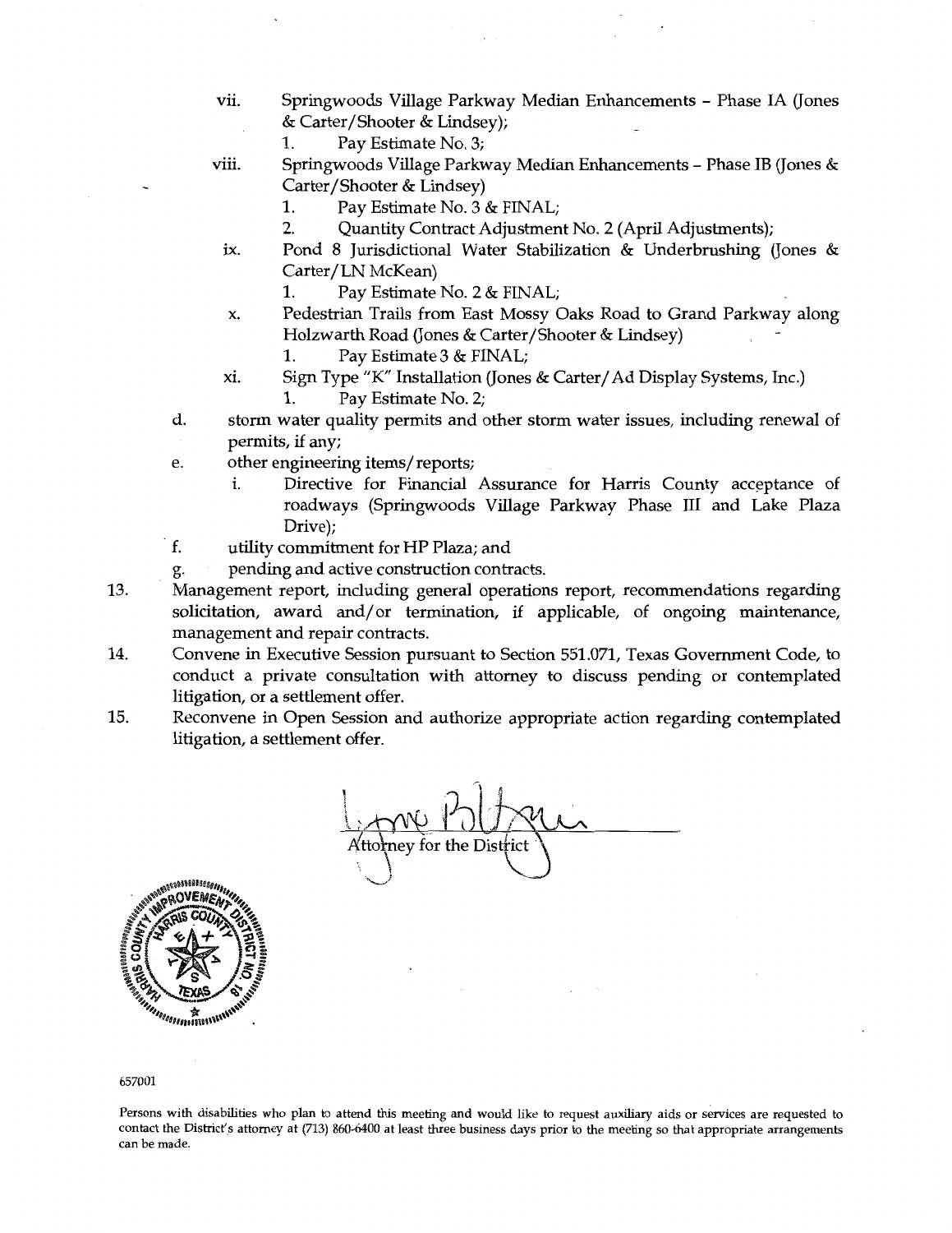vii. Springwoods Village Parkway Median Enhancements – Phase IA (Jones & Carter/Shooter & Lindsey);

1. Pay Estimate No. 3;

viii. Springwoods Village Parkway Median Enhancements – Phase IB (Jones & Carter/Shooter & Lindsey)

1. Pay Estimate No. 3 & FINAL;
2. Quantity Contract Adjustment No. 2 (April Adjustments);

ix. Pond 8 Jurisdictional Water Stabilization & Underbrushing (Jones & Carter/LN McKean)

1. Pay Estimate No. 2 & FINAL;

x. Pedestrian Trails from East Mossy Oaks Road to Grand Parkway along Holzwarth Road (Jones & Carter/Shooter & Lindsey)

1. Pay Estimate 3 & FINAL;

xi. Sign Type "K" Installation (Jones & Carter/Ad Display Systems, Inc.)

1. Pay Estimate No. 2;

d. storm water quality permits and other storm water issues, including renewal of permits, if any;

e. other engineering items/reports;

i. Directive for Financial Assurance for Harris County acceptance of roadways (Springwoods Village Parkway Phase III and Lake Plaza Drive);

f. utility commitment for HP Plaza; and

g. pending and active construction contracts.

13. Management report, including general operations report, recommendations regarding solicitation, award and/or termination, if applicable, of ongoing maintenance, management and repair contracts.

14. Convene in Executive Session pursuant to Section 551.071, Texas Government Code, to conduct a private consultation with attorney to discuss pending or contemplated litigation, or a settlement offer.

15. Reconvene in Open Session and authorize appropriate action regarding contemplated litigation, a settlement offer.

Attorney for the District

HARRIS COUNTY IMPROVEMENT DISTRICT NO. 18 — HARRIS COUNTY, TEXAS

657001

Persons with disabilities who plan to attend this meeting and would like to request auxiliary aids or services are requested to contact the District's attorney at (713) 860-6400 at least three business days prior to the meeting so that appropriate arrangements can be made.